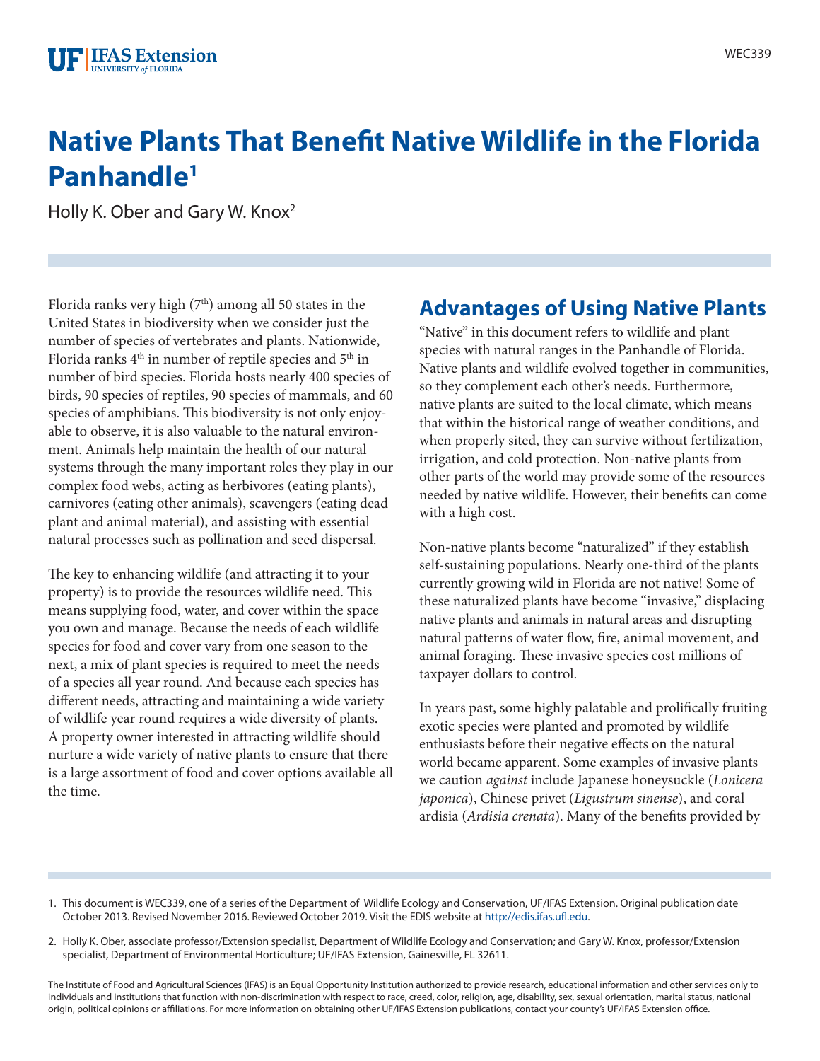# Native Plants That Benefit Native Wildlife in the Florida Panhandle[1]

Holly K. Ober and Gary W. Knox[2]

Florida ranks very high (7th) among all 50 states in the United States in biodiversity when we consider just the number of species of vertebrates and plants. Nationwide, Florida ranks 4th in number of reptile species and 5th in number of bird species. Florida hosts nearly 400 species of birds, 90 species of reptiles, 90 species of mammals, and 60 species of amphibians. This biodiversity is not only enjoyable to observe, it is also valuable to the natural environment. Animals help maintain the health of our natural systems through the many important roles they play in our complex food webs, acting as herbivores (eating plants), carnivores (eating other animals), scavengers (eating dead plant and animal material), and assisting with essential natural processes such as pollination and seed dispersal.

The key to enhancing wildlife (and attracting it to your property) is to provide the resources wildlife need. This means supplying food, water, and cover within the space you own and manage. Because the needs of each wildlife species for food and cover vary from one season to the next, a mix of plant species is required to meet the needs of a species all year round. And because each species has different needs, attracting and maintaining a wide variety of wildlife year round requires a wide diversity of plants. A property owner interested in attracting wildlife should nurture a wide variety of native plants to ensure that there is a large assortment of food and cover options available all the time.

## Advantages of Using Native Plants

"Native" in this document refers to wildlife and plant species with natural ranges in the Panhandle of Florida. Native plants and wildlife evolved together in communities, so they complement each other's needs. Furthermore, native plants are suited to the local climate, which means that within the historical range of weather conditions, and when properly sited, they can survive without fertilization, irrigation, and cold protection. Non-native plants from other parts of the world may provide some of the resources needed by native wildlife. However, their benefits can come with a high cost.

Non-native plants become "naturalized" if they establish self-sustaining populations. Nearly one-third of the plants currently growing wild in Florida are not native! Some of these naturalized plants have become "invasive," displacing native plants and animals in natural areas and disrupting natural patterns of water flow, fire, animal movement, and animal foraging. These invasive species cost millions of taxpayer dollars to control.

In years past, some highly palatable and prolifically fruiting exotic species were planted and promoted by wildlife enthusiasts before their negative effects on the natural world became apparent. Some examples of invasive plants we caution *against* include Japanese honeysuckle (*Lonicera japonica*), Chinese privet (*Ligustrum sinense*), and coral ardisia (*Ardisia crenata*). Many of the benefits provided by

1. This document is WEC339, one of a series of the Department of Wildlife Ecology and Conservation, UF/IFAS Extension. Original publication date October 2013. Revised November 2016. Reviewed October 2019. Visit the EDIS website at http://edis.ifas.ufl.edu.

2. Holly K. Ober, associate professor/Extension specialist, Department of Wildlife Ecology and Conservation; and Gary W. Knox, professor/Extension specialist, Department of Environmental Horticulture; UF/IFAS Extension, Gainesville, FL 32611.

The Institute of Food and Agricultural Sciences (IFAS) is an Equal Opportunity Institution authorized to provide research, educational information and other services only to individuals and institutions that function with non-discrimination with respect to race, creed, color, religion, age, disability, sex, sexual orientation, marital status, national origin, political opinions or affiliations. For more information on obtaining other UF/IFAS Extension publications, contact your county's UF/IFAS Extension office.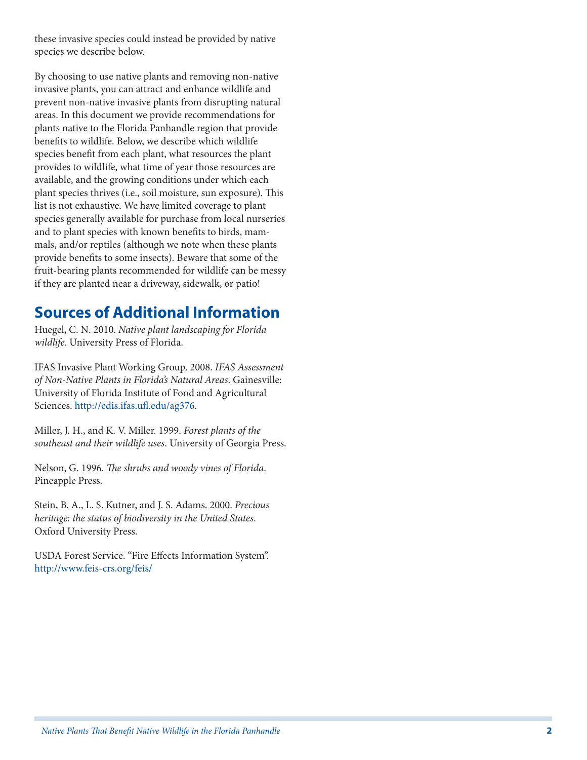these invasive species could instead be provided by native species we describe below.

By choosing to use native plants and removing non-native invasive plants, you can attract and enhance wildlife and prevent non-native invasive plants from disrupting natural areas. In this document we provide recommendations for plants native to the Florida Panhandle region that provide benefits to wildlife. Below, we describe which wildlife species benefit from each plant, what resources the plant provides to wildlife, what time of year those resources are available, and the growing conditions under which each plant species thrives (i.e., soil moisture, sun exposure). This list is not exhaustive. We have limited coverage to plant species generally available for purchase from local nurseries and to plant species with known benefits to birds, mammals, and/or reptiles (although we note when these plants provide benefits to some insects). Beware that some of the fruit-bearing plants recommended for wildlife can be messy if they are planted near a driveway, sidewalk, or patio!

## Sources of Additional Information

Huegel, C. N. 2010. *Native plant landscaping for Florida wildlife*. University Press of Florida.

IFAS Invasive Plant Working Group. 2008. *IFAS Assessment of Non-Native Plants in Florida's Natural Areas*. Gainesville: University of Florida Institute of Food and Agricultural Sciences. http://edis.ifas.ufl.edu/ag376.

Miller, J. H., and K. V. Miller. 1999. *Forest plants of the southeast and their wildlife uses*. University of Georgia Press.

Nelson, G. 1996. *The shrubs and woody vines of Florida*. Pineapple Press.

Stein, B. A., L. S. Kutner, and J. S. Adams. 2000. *Precious heritage: the status of biodiversity in the United States*. Oxford University Press.

USDA Forest Service. "Fire Effects Information System". http://www.feis-crs.org/feis/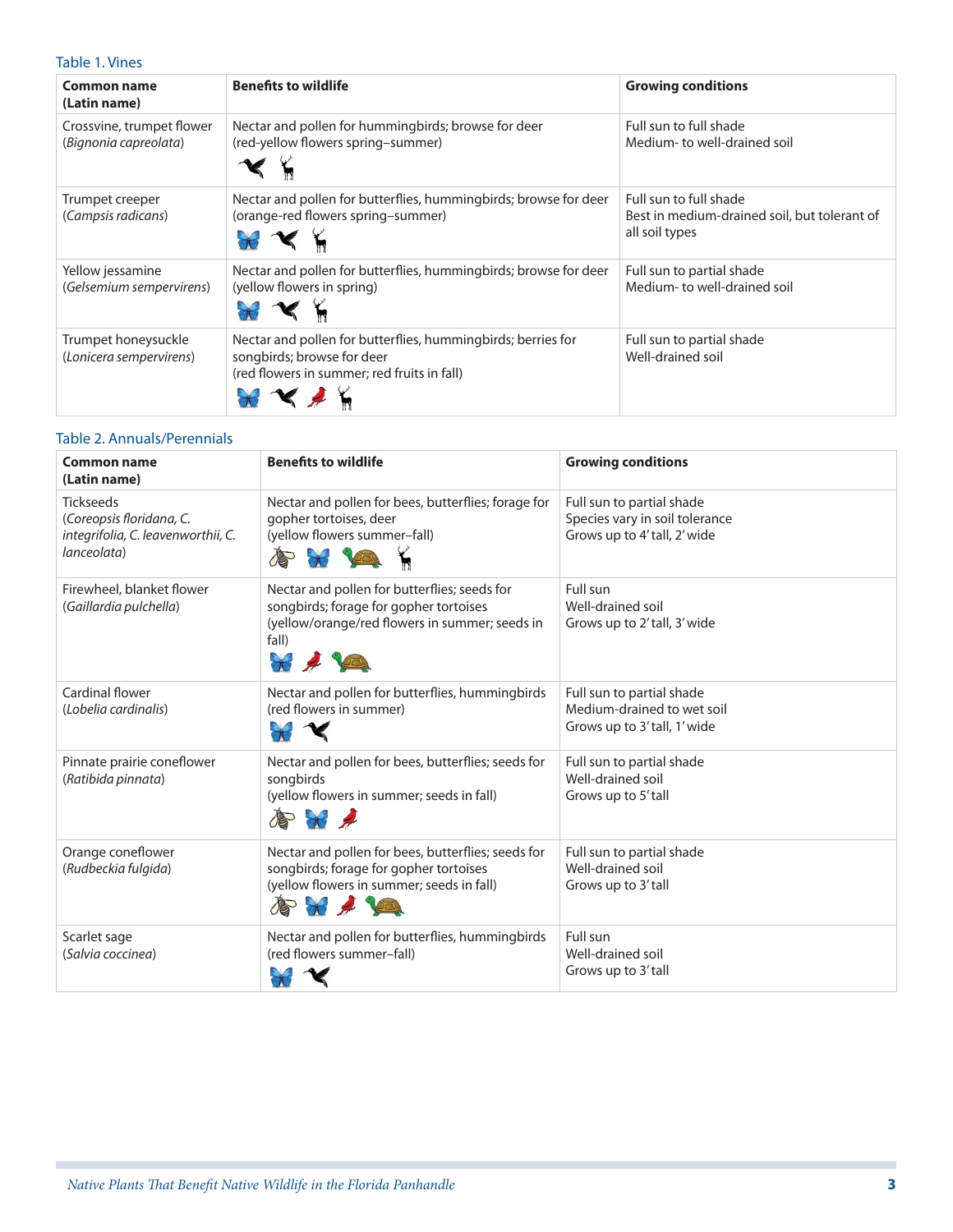Table 1. Vines

| Common name (Latin name) | Benefits to wildlife | Growing conditions |
|---|---|---|
| Crossvine, trumpet flower (*Bignonia capreolata*) | Nectar and pollen for hummingbirds; browse for deer (red-yellow flowers spring–summer) | Full sun to full shade<br>Medium- to well-drained soil |
| Trumpet creeper (*Campsis radicans*) | Nectar and pollen for butterflies, hummingbirds; browse for deer (orange-red flowers spring–summer) | Full sun to full shade<br>Best in medium-drained soil, but tolerant of all soil types |
| Yellow jessamine (*Gelsemium sempervirens*) | Nectar and pollen for butterflies, hummingbirds; browse for deer (yellow flowers in spring) | Full sun to partial shade<br>Medium- to well-drained soil |
| Trumpet honeysuckle (*Lonicera sempervirens*) | Nectar and pollen for butterflies, hummingbirds; berries for songbirds; browse for deer<br>(red flowers in summer; red fruits in fall) | Full sun to partial shade<br>Well-drained soil |

Table 2. Annuals/Perennials

| Common name (Latin name) | Benefits to wildlife | Growing conditions |
|---|---|---|
| Tickseeds (*Coreopsis floridana, C. integrifolia, C. leavenworthii, C. lanceolata*) | Nectar and pollen for bees, butterflies; forage for gopher tortoises, deer<br>(yellow flowers summer–fall) | Full sun to partial shade<br>Species vary in soil tolerance<br>Grows up to 4' tall, 2' wide |
| Firewheel, blanket flower (*Gaillardia pulchella*) | Nectar and pollen for butterflies; seeds for songbirds; forage for gopher tortoises<br>(yellow/orange/red flowers in summer; seeds in fall) | Full sun<br>Well-drained soil<br>Grows up to 2' tall, 3' wide |
| Cardinal flower (*Lobelia cardinalis*) | Nectar and pollen for butterflies, hummingbirds<br>(red flowers in summer) | Full sun to partial shade<br>Medium-drained to wet soil<br>Grows up to 3' tall, 1' wide |
| Pinnate prairie coneflower (*Ratibida pinnata*) | Nectar and pollen for bees, butterflies; seeds for songbirds<br>(yellow flowers in summer; seeds in fall) | Full sun to partial shade<br>Well-drained soil<br>Grows up to 5' tall |
| Orange coneflower (*Rudbeckia fulgida*) | Nectar and pollen for bees, butterflies; seeds for songbirds; forage for gopher tortoises<br>(yellow flowers in summer; seeds in fall) | Full sun to partial shade<br>Well-drained soil<br>Grows up to 3' tall |
| Scarlet sage (*Salvia coccinea*) | Nectar and pollen for butterflies, hummingbirds<br>(red flowers summer–fall) | Full sun<br>Well-drained soil<br>Grows up to 3' tall |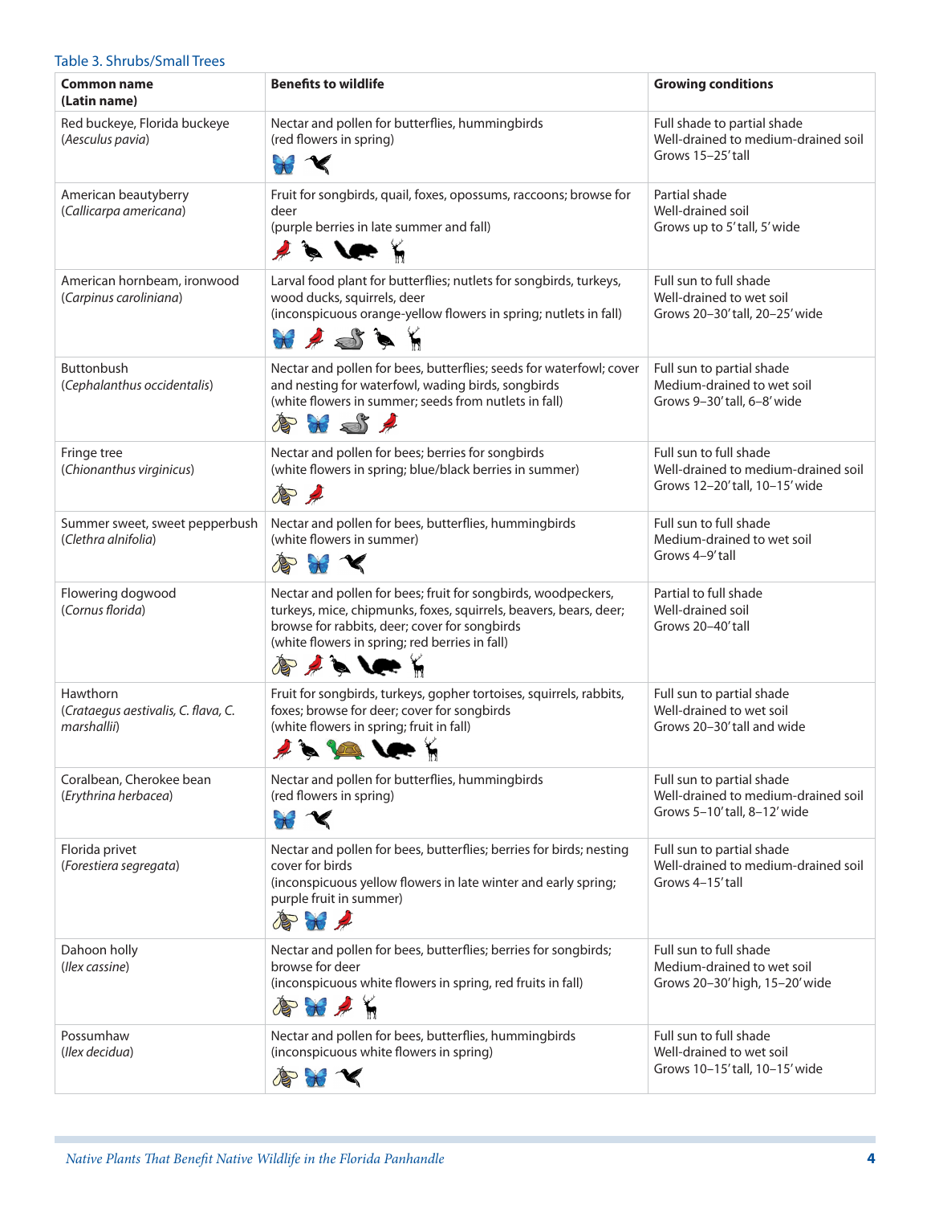Table 3. Shrubs/Small Trees

| Common name (Latin name) | Benefits to wildlife | Growing conditions |
|---|---|---|
| Red buckeye, Florida buckeye (*Aesculus pavia*) | Nectar and pollen for butterflies, hummingbirds (red flowers in spring) | Full shade to partial shade<br>Well-drained to medium-drained soil<br>Grows 15–25' tall |
| American beautyberry (*Callicarpa americana*) | Fruit for songbirds, quail, foxes, opossums, raccoons; browse for deer (purple berries in late summer and fall) | Partial shade<br>Well-drained soil<br>Grows up to 5' tall, 5' wide |
| American hornbeam, ironwood (*Carpinus caroliniana*) | Larval food plant for butterflies; nutlets for songbirds, turkeys, wood ducks, squirrels, deer (inconspicuous orange-yellow flowers in spring; nutlets in fall) | Full sun to full shade<br>Well-drained to wet soil<br>Grows 20–30' tall, 20–25' wide |
| Buttonbush (*Cephalanthus occidentalis*) | Nectar and pollen for bees, butterflies; seeds for waterfowl; cover and nesting for waterfowl, wading birds, songbirds (white flowers in summer; seeds from nutlets in fall) | Full sun to partial shade<br>Medium-drained to wet soil<br>Grows 9–30' tall, 6–8' wide |
| Fringe tree (*Chionanthus virginicus*) | Nectar and pollen for bees; berries for songbirds (white flowers in spring; blue/black berries in summer) | Full sun to full shade<br>Well-drained to medium-drained soil<br>Grows 12–20' tall, 10–15' wide |
| Summer sweet, sweet pepperbush (*Clethra alnifolia*) | Nectar and pollen for bees, butterflies, hummingbirds (white flowers in summer) | Full sun to full shade<br>Medium-drained to wet soil<br>Grows 4–9' tall |
| Flowering dogwood (*Cornus florida*) | Nectar and pollen for bees; fruit for songbirds, woodpeckers, turkeys, mice, chipmunks, foxes, squirrels, beavers, bears, deer; browse for rabbits, deer; cover for songbirds (white flowers in spring; red berries in fall) | Partial to full shade<br>Well-drained soil<br>Grows 20–40' tall |
| Hawthorn (*Crataegus aestivalis, C. flava, C. marshallii*) | Fruit for songbirds, turkeys, gopher tortoises, squirrels, rabbits, foxes; browse for deer; cover for songbirds (white flowers in spring; fruit in fall) | Full sun to partial shade<br>Well-drained to wet soil<br>Grows 20–30' tall and wide |
| Coralbean, Cherokee bean (*Erythrina herbacea*) | Nectar and pollen for butterflies, hummingbirds (red flowers in spring) | Full sun to partial shade<br>Well-drained to medium-drained soil<br>Grows 5–10' tall, 8–12' wide |
| Florida privet (*Forestiera segregata*) | Nectar and pollen for bees, butterflies; berries for birds; nesting cover for birds (inconspicuous yellow flowers in late winter and early spring; purple fruit in summer) | Full sun to partial shade<br>Well-drained to medium-drained soil<br>Grows 4–15' tall |
| Dahoon holly (*Ilex cassine*) | Nectar and pollen for bees, butterflies; berries for songbirds; browse for deer (inconspicuous white flowers in spring, red fruits in fall) | Full sun to full shade<br>Medium-drained to wet soil<br>Grows 20–30' high, 15–20' wide |
| Possumhaw (*Ilex decidua*) | Nectar and pollen for bees, butterflies, hummingbirds (inconspicuous white flowers in spring) | Full sun to full shade<br>Well-drained to wet soil<br>Grows 10–15' tall, 10–15' wide |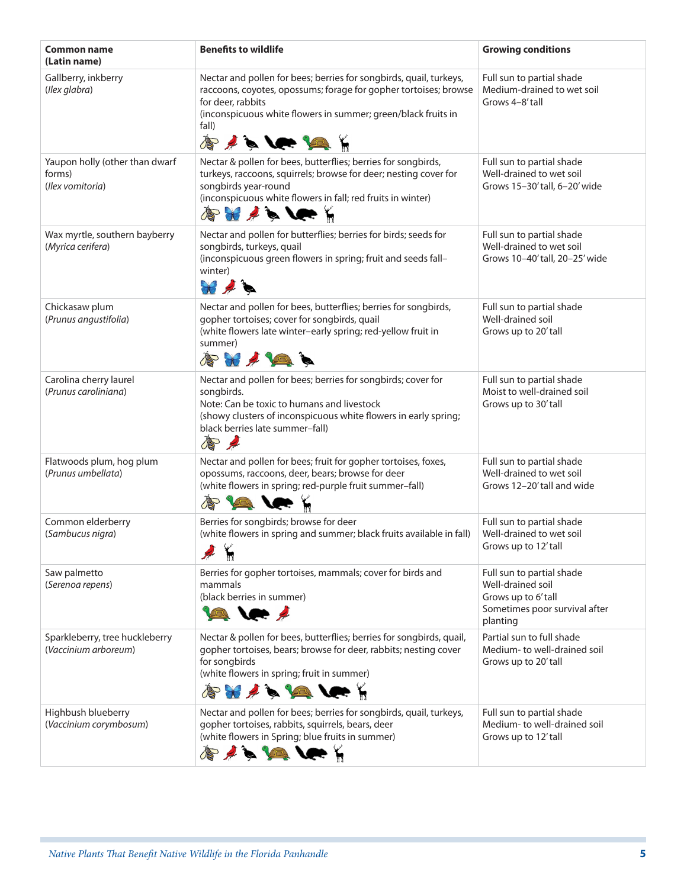| Common name (Latin name) | Benefits to wildlife | Growing conditions |
|---|---|---|
| Gallberry, inkberry (*Ilex glabra*) | Nectar and pollen for bees; berries for songbirds, quail, turkeys, raccoons, coyotes, opossums; forage for gopher tortoises; browse for deer, rabbits (inconspicuous white flowers in summer; green/black fruits in fall) | Full sun to partial shade Medium-drained to wet soil Grows 4–8′ tall |
| Yaupon holly (other than dwarf forms) (*Ilex vomitoria*) | Nectar & pollen for bees, butterflies; berries for songbirds, turkeys, raccoons, squirrels; browse for deer; nesting cover for songbirds year-round (inconspicuous white flowers in fall; red fruits in winter) | Full sun to partial shade Well-drained to wet soil Grows 15–30′ tall, 6–20′ wide |
| Wax myrtle, southern bayberry (*Myrica cerifera*) | Nectar and pollen for butterflies; berries for birds; seeds for songbirds, turkeys, quail (inconspicuous green flowers in spring; fruit and seeds fall–winter) | Full sun to partial shade Well-drained to wet soil Grows 10–40′ tall, 20–25′ wide |
| Chickasaw plum (*Prunus angustifolia*) | Nectar and pollen for bees, butterflies; berries for songbirds, gopher tortoises; cover for songbirds, quail (white flowers late winter–early spring; red-yellow fruit in summer) | Full sun to partial shade Well-drained soil Grows up to 20′ tall |
| Carolina cherry laurel (*Prunus caroliniana*) | Nectar and pollen for bees; berries for songbirds; cover for songbirds. Note: Can be toxic to humans and livestock (showy clusters of inconspicuous white flowers in early spring; black berries late summer–fall) | Full sun to partial shade Moist to well-drained soil Grows up to 30′ tall |
| Flatwoods plum, hog plum (*Prunus umbellata*) | Nectar and pollen for bees; fruit for gopher tortoises, foxes, opossums, raccoons, deer, bears; browse for deer (white flowers in spring; red-purple fruit summer–fall) | Full sun to partial shade Well-drained to wet soil Grows 12–20′ tall and wide |
| Common elderberry (*Sambucus nigra*) | Berries for songbirds; browse for deer (white flowers in spring and summer; black fruits available in fall) | Full sun to partial shade Well-drained to wet soil Grows up to 12′ tall |
| Saw palmetto (*Serenoa repens*) | Berries for gopher tortoises, mammals; cover for birds and mammals (black berries in summer) | Full sun to partial shade Well-drained soil Grows up to 6′ tall Sometimes poor survival after planting |
| Sparkleberry, tree huckleberry (*Vaccinium arboreum*) | Nectar & pollen for bees, butterflies; berries for songbirds, quail, gopher tortoises, bears; browse for deer, rabbits; nesting cover for songbirds (white flowers in spring; fruit in summer) | Partial sun to full shade Medium- to well-drained soil Grows up to 20′ tall |
| Highbush blueberry (*Vaccinium corymbosum*) | Nectar and pollen for bees; berries for songbirds, quail, turkeys, gopher tortoises, rabbits, squirrels, bears, deer (white flowers in Spring; blue fruits in summer) | Full sun to partial shade Medium- to well-drained soil Grows up to 12′ tall |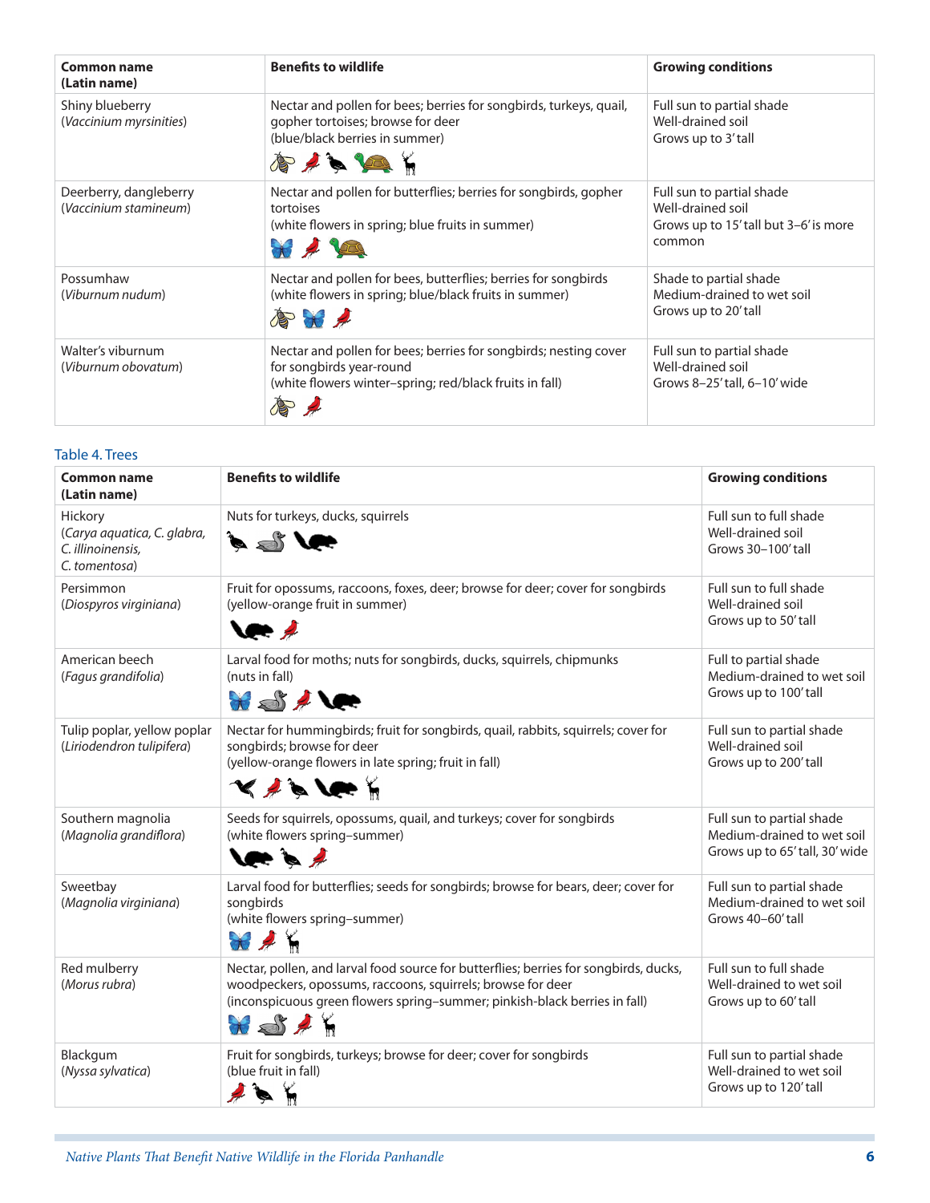| Common name (Latin name) | Benefits to wildlife | Growing conditions |
|---|---|---|
| Shiny blueberry (*Vaccinium myrsinities*) | Nectar and pollen for bees; berries for songbirds, turkeys, quail, gopher tortoises; browse for deer (blue/black berries in summer) | Full sun to partial shade<br>Well-drained soil<br>Grows up to 3′ tall |
| Deerberry, dangleberry (*Vaccinium stamineum*) | Nectar and pollen for butterflies; berries for songbirds, gopher tortoises (white flowers in spring; blue fruits in summer) | Full sun to partial shade<br>Well-drained soil<br>Grows up to 15′ tall but 3–6′ is more common |
| Possumhaw (*Viburnum nudum*) | Nectar and pollen for bees, butterflies; berries for songbirds (white flowers in spring; blue/black fruits in summer) | Shade to partial shade<br>Medium-drained to wet soil<br>Grows up to 20′ tall |
| Walter's viburnum (*Viburnum obovatum*) | Nectar and pollen for bees; berries for songbirds; nesting cover for songbirds year-round (white flowers winter–spring; red/black fruits in fall) | Full sun to partial shade<br>Well-drained soil<br>Grows 8–25′ tall, 6–10′ wide |

Table 4. Trees

| Common name (Latin name) | Benefits to wildlife | Growing conditions |
|---|---|---|
| Hickory (*Carya aquatica, C. glabra, C. illinoinensis, C. tomentosa*) | Nuts for turkeys, ducks, squirrels | Full sun to full shade<br>Well-drained soil<br>Grows 30–100′ tall |
| Persimmon (*Diospyros virginiana*) | Fruit for opossums, raccoons, foxes, deer; browse for deer; cover for songbirds (yellow-orange fruit in summer) | Full sun to full shade<br>Well-drained soil<br>Grows up to 50′ tall |
| American beech (*Fagus grandifolia*) | Larval food for moths; nuts for songbirds, ducks, squirrels, chipmunks (nuts in fall) | Full to partial shade<br>Medium-drained to wet soil<br>Grows up to 100′ tall |
| Tulip poplar, yellow poplar (*Liriodendron tulipifera*) | Nectar for hummingbirds; fruit for songbirds, quail, rabbits, squirrels; cover for songbirds; browse for deer (yellow-orange flowers in late spring; fruit in fall) | Full sun to partial shade<br>Well-drained soil<br>Grows up to 200′ tall |
| Southern magnolia (*Magnolia grandiflora*) | Seeds for squirrels, opossums, quail, and turkeys; cover for songbirds (white flowers spring–summer) | Full sun to partial shade<br>Medium-drained to wet soil<br>Grows up to 65′ tall, 30′ wide |
| Sweetbay (*Magnolia virginiana*) | Larval food for butterflies; seeds for songbirds; browse for bears, deer; cover for songbirds (white flowers spring–summer) | Full sun to partial shade<br>Medium-drained to wet soil<br>Grows 40–60′ tall |
| Red mulberry (*Morus rubra*) | Nectar, pollen, and larval food source for butterflies; berries for songbirds, ducks, woodpeckers, opossums, raccoons, squirrels; browse for deer (inconspicuous green flowers spring–summer; pinkish-black berries in fall) | Full sun to full shade<br>Well-drained to wet soil<br>Grows up to 60′ tall |
| Blackgum (*Nyssa sylvatica*) | Fruit for songbirds, turkeys; browse for deer; cover for songbirds (blue fruit in fall) | Full sun to partial shade<br>Well-drained to wet soil<br>Grows up to 120′ tall |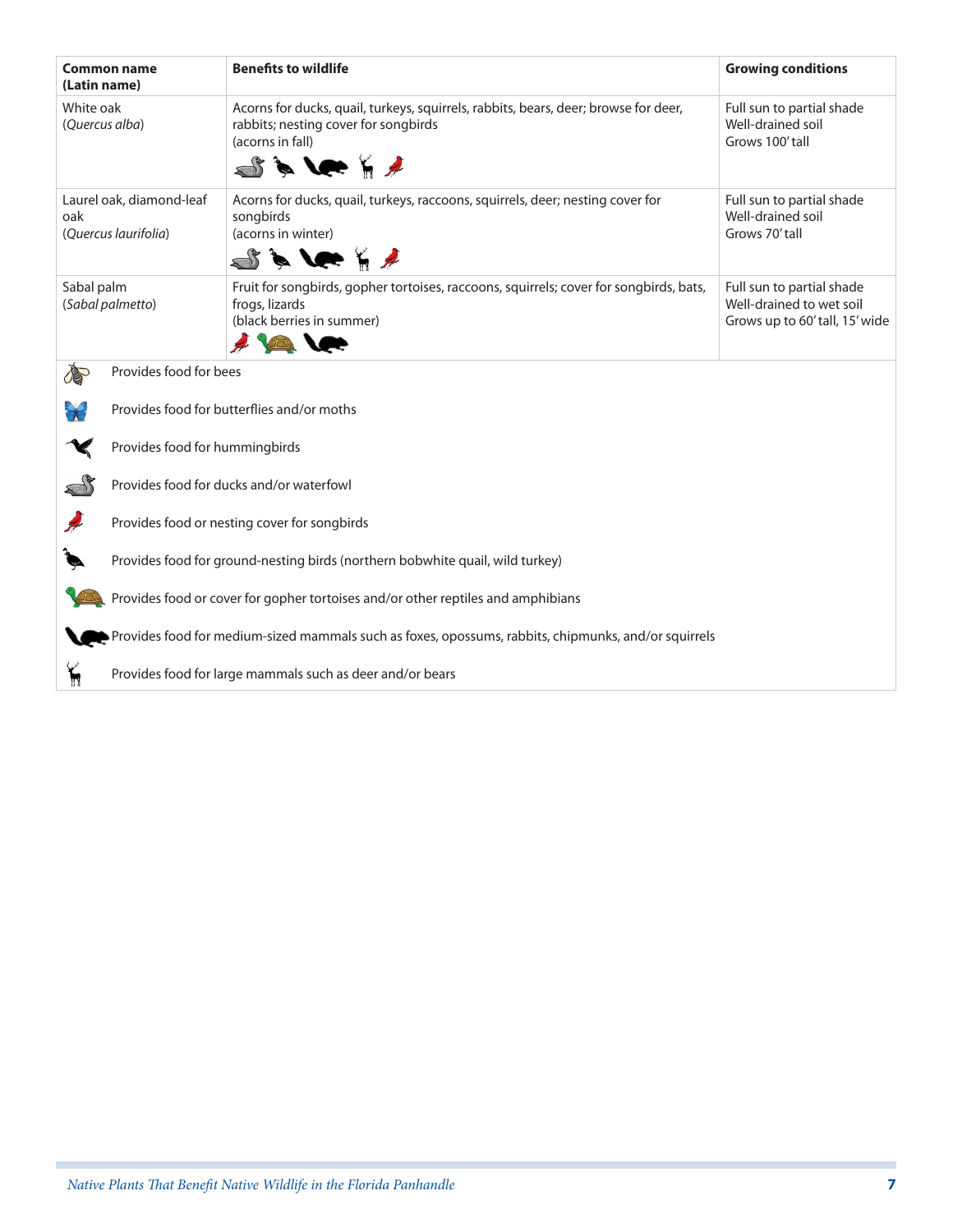| Common name (Latin name) | Benefits to wildlife | Growing conditions |
|---|---|---|
| White oak (*Quercus alba*) | Acorns for ducks, quail, turkeys, squirrels, rabbits, bears, deer; browse for deer, rabbits; nesting cover for songbirds (acorns in fall) | Full sun to partial shade<br>Well-drained soil<br>Grows 100′ tall |
| Laurel oak, diamond-leaf oak (*Quercus laurifolia*) | Acorns for ducks, quail, turkeys, raccoons, squirrels, deer; nesting cover for songbirds (acorns in winter) | Full sun to partial shade<br>Well-drained soil<br>Grows 70′ tall |
| Sabal palm (*Sabal palmetto*) | Fruit for songbirds, gopher tortoises, raccoons, squirrels; cover for songbirds, bats, frogs, lizards (black berries in summer) | Full sun to partial shade<br>Well-drained to wet soil<br>Grows up to 60′ tall, 15′ wide |

Provides food for bees

Provides food for butterflies and/or moths

Provides food for hummingbirds

Provides food for ducks and/or waterfowl

Provides food or nesting cover for songbirds

Provides food for ground-nesting birds (northern bobwhite quail, wild turkey)

Provides food or cover for gopher tortoises and/or other reptiles and amphibians

Provides food for medium-sized mammals such as foxes, opossums, rabbits, chipmunks, and/or squirrels

Provides food for large mammals such as deer and/or bears